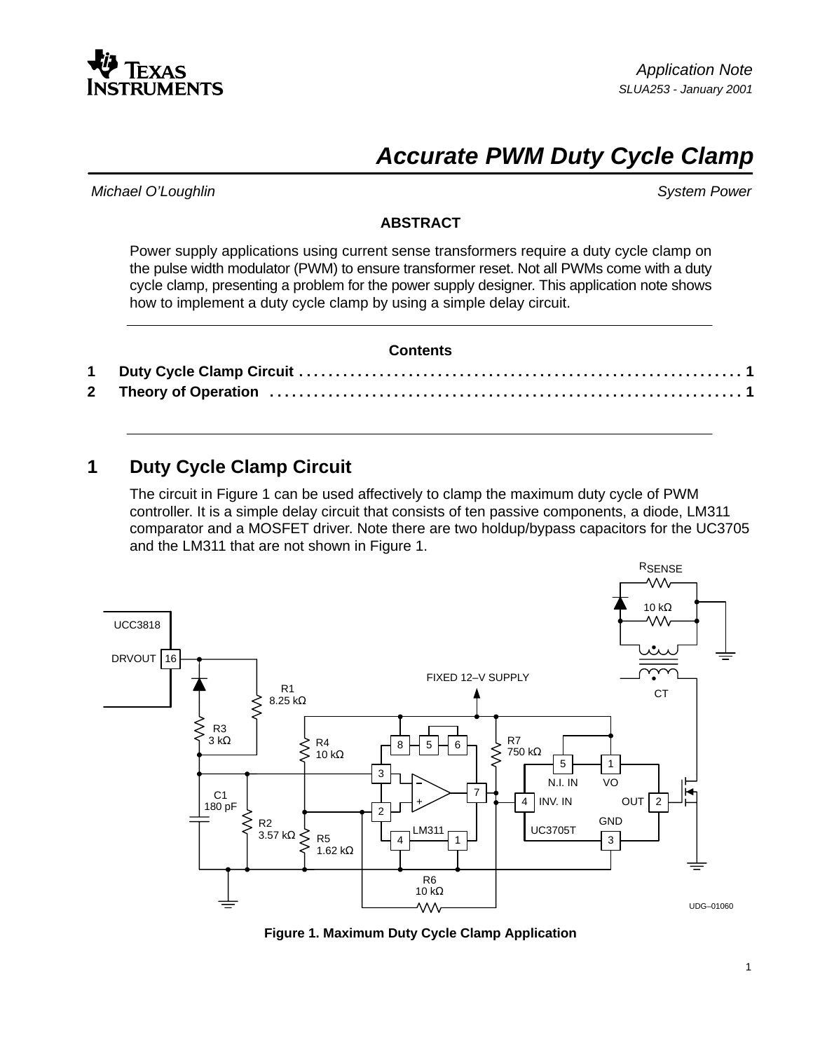Application Note
SLUA253 - January 2001

# Accurate PWM Duty Cycle Clamp

*Michael O'Loughlin* — *System Power*

**ABSTRACT**

Power supply applications using current sense transformers require a duty cycle clamp on the pulse width modulator (PWM) to ensure transformer reset. Not all PWMs come with a duty cycle clamp, presenting a problem for the power supply designer. This application note shows how to implement a duty cycle clamp by using a simple delay circuit.

**Contents**

1 Duty Cycle Clamp Circuit . . . . . . . . . . 1
2 Theory of Operation . . . . . . . . . . 1

## 1 Duty Cycle Clamp Circuit

The circuit in Figure 1 can be used affectively to clamp the maximum duty cycle of PWM controller. It is a simple delay circuit that consists of ten passive components, a diode, LM311 comparator and a MOSFET driver. Note there are two holdup/bypass capacitors for the UC3705 and the LM311 that are not shown in Figure 1.

**Figure 1. Maximum Duty Cycle Clamp Application**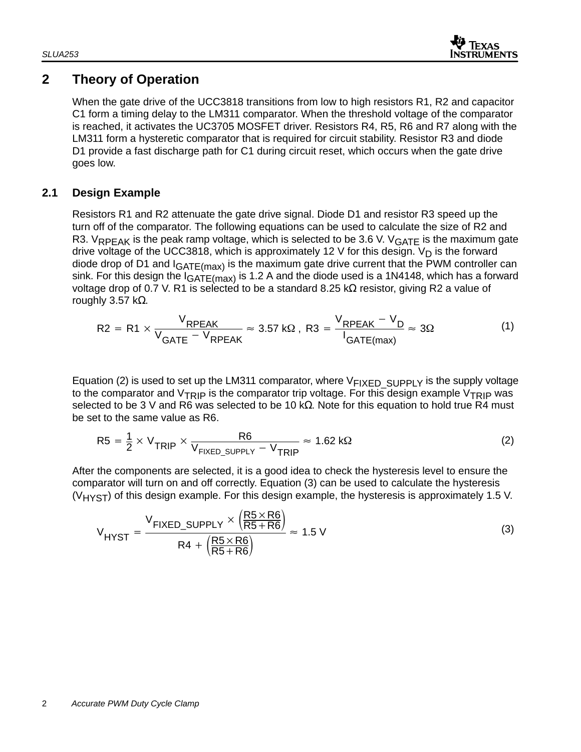## 2 Theory of Operation

When the gate drive of the UCC3818 transitions from low to high resistors R1, R2 and capacitor C1 form a timing delay to the LM311 comparator. When the threshold voltage of the comparator is reached, it activates the UC3705 MOSFET driver. Resistors R4, R5, R6 and R7 along with the LM311 form a hysteretic comparator that is required for circuit stability. Resistor R3 and diode D1 provide a fast discharge path for C1 during circuit reset, which occurs when the gate drive goes low.

### 2.1 Design Example

Resistors R1 and R2 attenuate the gate drive signal. Diode D1 and resistor R3 speed up the turn off of the comparator. The following equations can be used to calculate the size of R2 and R3. $V_{RPEAK}$ is the peak ramp voltage, which is selected to be 3.6 V. $V_{GATE}$ is the maximum gate drive voltage of the UCC3818, which is approximately 12 V for this design. $V_D$ is the forward diode drop of D1 and $I_{GATE(max)}$ is the maximum gate drive current that the PWM controller can sink. For this design the $I_{GATE(max)}$ is 1.2 A and the diode used is a 1N4148, which has a forward voltage drop of 0.7 V. R1 is selected to be a standard 8.25 kΩ resistor, giving R2 a value of roughly 3.57 kΩ.

$$R2 = R1 \times \frac{V_{RPEAK}}{V_{GATE} - V_{RPEAK}} \approx 3.57\ \text{k}\Omega\ ,\ R3 = \frac{V_{RPEAK} - V_D}{I_{GATE(max)}} \approx 3\Omega \tag{1}$$

Equation (2) is used to set up the LM311 comparator, where $V_{FIXED\_SUPPLY}$ is the supply voltage to the comparator and $V_{TRIP}$ is the comparator trip voltage. For this design example $V_{TRIP}$ was selected to be 3 V and R6 was selected to be 10 kΩ. Note for this equation to hold true R4 must be set to the same value as R6.

$$R5 = \frac{1}{2} \times V_{TRIP} \times \frac{R6}{V_{FIXED\_SUPPLY} - V_{TRIP}} \approx 1.62\ \text{k}\Omega \tag{2}$$

After the components are selected, it is a good idea to check the hysteresis level to ensure the comparator will turn on and off correctly. Equation (3) can be used to calculate the hysteresis ($V_{HYST}$) of this design example. For this design example, the hysteresis is approximately 1.5 V.

$$V_{HYST} = \frac{V_{FIXED\_SUPPLY} \times \left(\frac{R5 \times R6}{R5 + R6}\right)}{R4 + \left(\frac{R5 \times R6}{R5 + R6}\right)} \approx 1.5\ \text{V} \tag{3}$$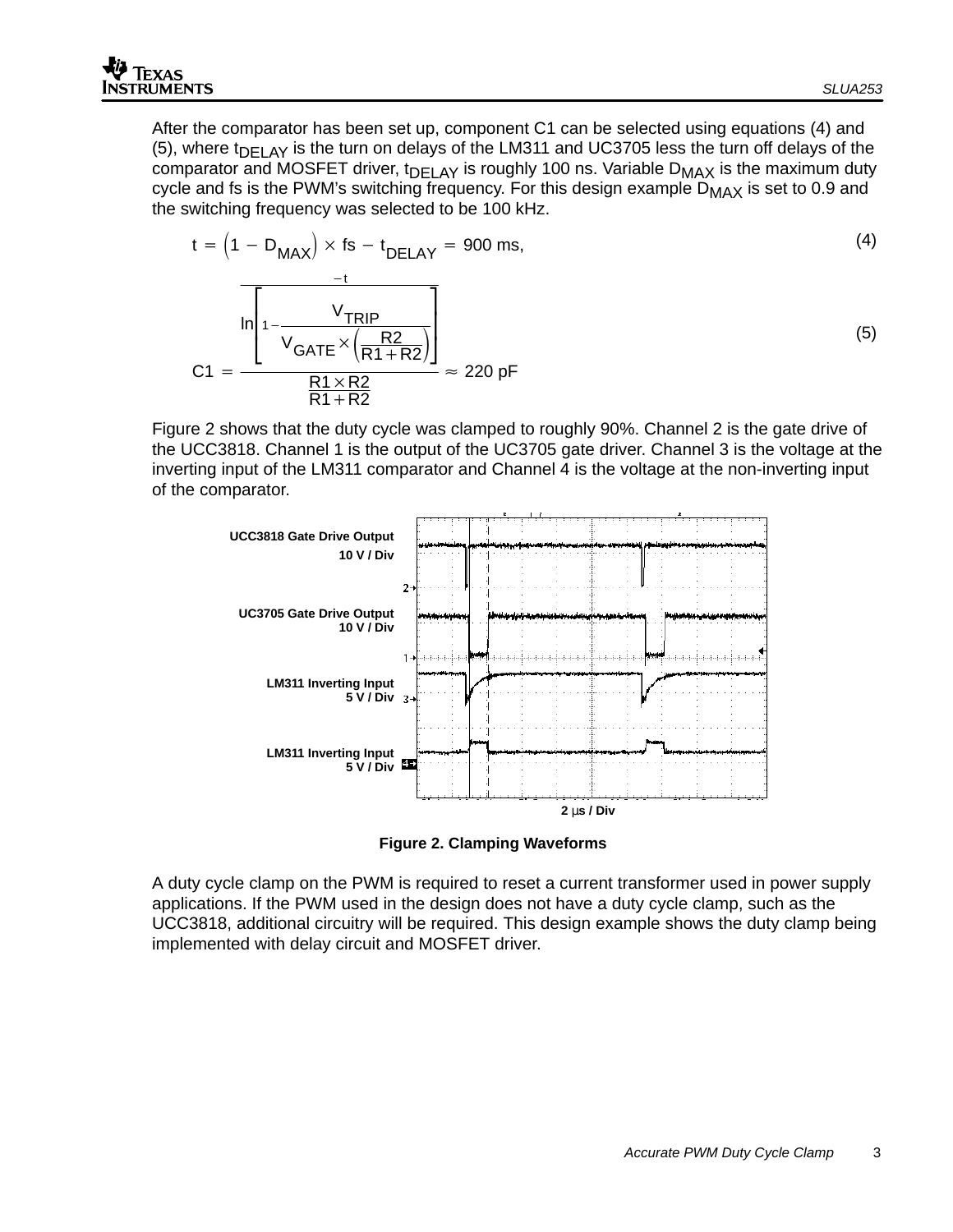After the comparator has been set up, component C1 can be selected using equations (4) and (5), where $t_{DELAY}$ is the turn on delays of the LM311 and UC3705 less the turn off delays of the comparator and MOSFET driver, $t_{DELAY}$ is roughly 100 ns. Variable $D_{MAX}$ is the maximum duty cycle and fs is the PWM's switching frequency. For this design example $D_{MAX}$ is set to 0.9 and the switching frequency was selected to be 100 kHz.

$$t = \left(1 - D_{MAX}\right) \times fs - t_{DELAY} = 900 \text{ ms,} \tag{4}$$

$$C1 = \frac{\dfrac{-t}{\ln\left[1 - \dfrac{V_{TRIP}}{V_{GATE} \times \left(\dfrac{R2}{R1 + R2}\right)}\right]}}{\dfrac{R1 \times R2}{R1 + R2}} \approx 220 \text{ pF} \tag{5}$$

Figure 2 shows that the duty cycle was clamped to roughly 90%. Channel 2 is the gate drive of the UCC3818. Channel 1 is the output of the UC3705 gate driver. Channel 3 is the voltage at the inverting input of the LM311 comparator and Channel 4 is the voltage at the non-inverting input of the comparator.

UCC3818 Gate Drive Output 10 V / Div

UC3705 Gate Drive Output 10 V / Div

LM311 Inverting Input 5 V / Div

LM311 Inverting Input 5 V / Div

2 µs / Div

**Figure 2. Clamping Waveforms**

A duty cycle clamp on the PWM is required to reset a current transformer used in power supply applications. If the PWM used in the design does not have a duty cycle clamp, such as the UCC3818, additional circuitry will be required. This design example shows the duty clamp being implemented with delay circuit and MOSFET driver.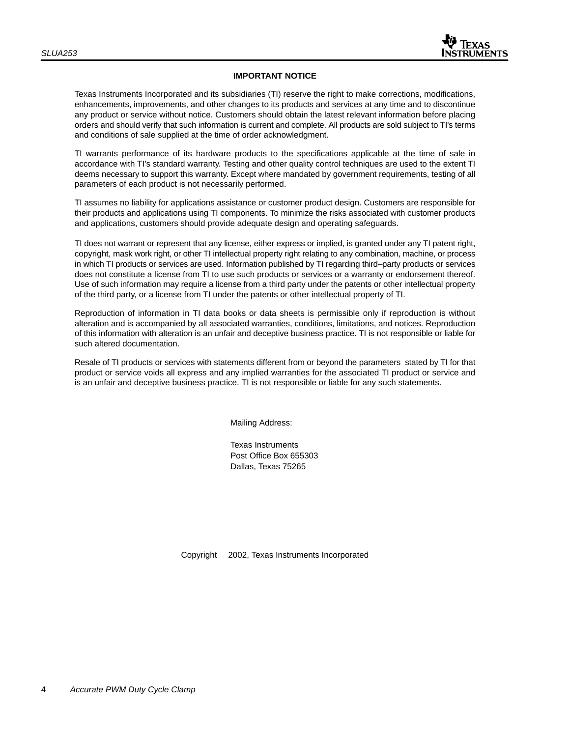## IMPORTANT NOTICE

Texas Instruments Incorporated and its subsidiaries (TI) reserve the right to make corrections, modifications, enhancements, improvements, and other changes to its products and services at any time and to discontinue any product or service without notice. Customers should obtain the latest relevant information before placing orders and should verify that such information is current and complete. All products are sold subject to TI's terms and conditions of sale supplied at the time of order acknowledgment.

TI warrants performance of its hardware products to the specifications applicable at the time of sale in accordance with TI's standard warranty. Testing and other quality control techniques are used to the extent TI deems necessary to support this warranty. Except where mandated by government requirements, testing of all parameters of each product is not necessarily performed.

TI assumes no liability for applications assistance or customer product design. Customers are responsible for their products and applications using TI components. To minimize the risks associated with customer products and applications, customers should provide adequate design and operating safeguards.

TI does not warrant or represent that any license, either express or implied, is granted under any TI patent right, copyright, mask work right, or other TI intellectual property right relating to any combination, machine, or process in which TI products or services are used. Information published by TI regarding third–party products or services does not constitute a license from TI to use such products or services or a warranty or endorsement thereof. Use of such information may require a license from a third party under the patents or other intellectual property of the third party, or a license from TI under the patents or other intellectual property of TI.

Reproduction of information in TI data books or data sheets is permissible only if reproduction is without alteration and is accompanied by all associated warranties, conditions, limitations, and notices. Reproduction of this information with alteration is an unfair and deceptive business practice. TI is not responsible or liable for such altered documentation.

Resale of TI products or services with statements different from or beyond the parameters stated by TI for that product or service voids all express and any implied warranties for the associated TI product or service and is an unfair and deceptive business practice. TI is not responsible or liable for any such statements.

Mailing Address:

Texas Instruments
Post Office Box 655303
Dallas, Texas 75265

Copyright © 2002, Texas Instruments Incorporated